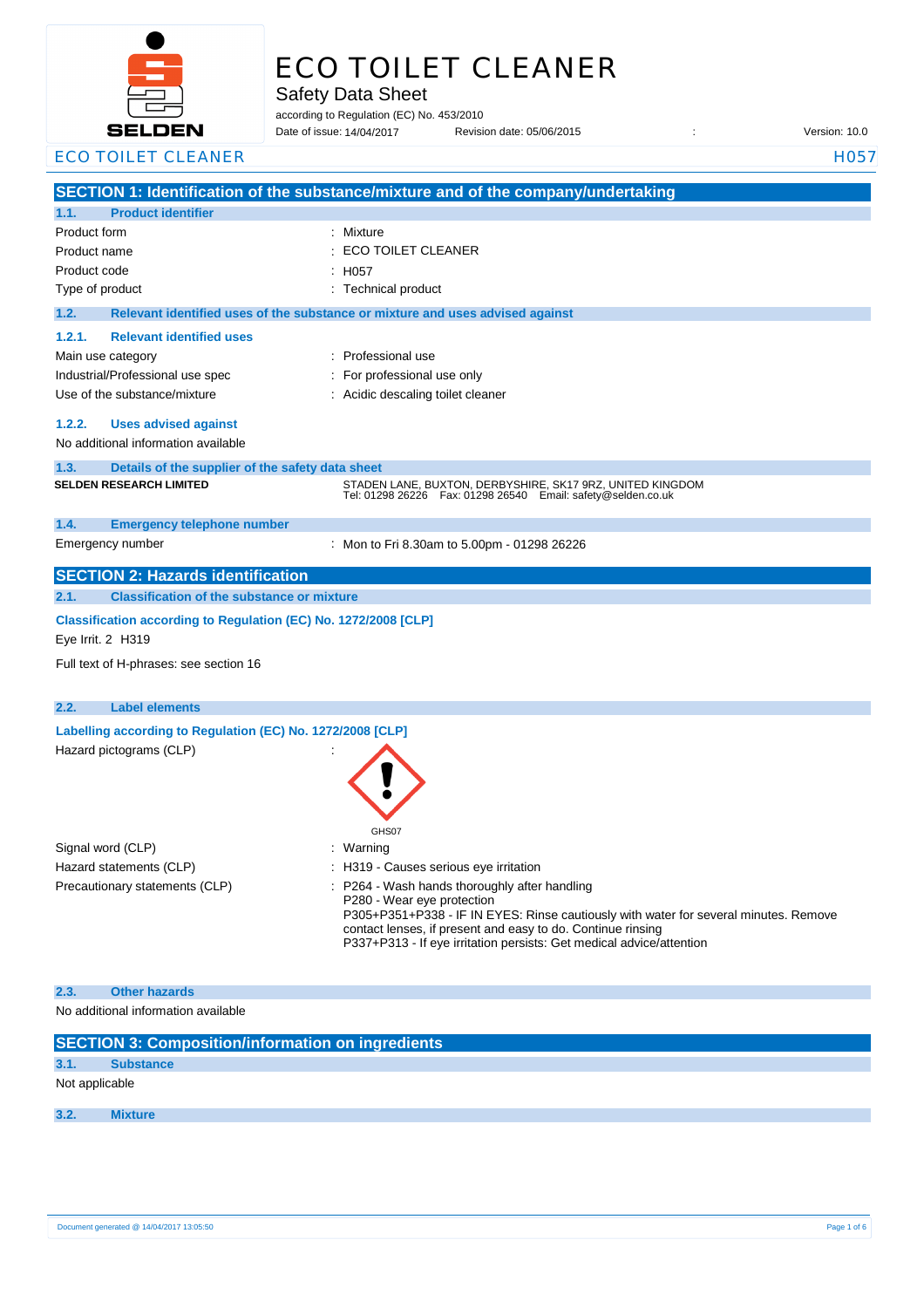# ECO TOILET CLEANER

Safety Data Sheet

according to Regulation (EC) No. 453/2010

Date of issue: 14/04/2017 Revision date: 05/06/2015 : Version: 10.0

ECO TOILET CLEANER H057

## SECTION 1: Identification of the substance/mixture and of the company/undertaking

### 1.1. Product identifier

| | |
|---|---|
| Product form | : Mixture |
| Product name | : ECO TOILET CLEANER |
| Product code | : H057 |
| Type of product | : Technical product |

### 1.2. Relevant identified uses of the substance or mixture and uses advised against

#### 1.2.1. Relevant identified uses

| | |
|---|---|
| Main use category | : Professional use |
| Industrial/Professional use spec | : For professional use only |
| Use of the substance/mixture | : Acidic descaling toilet cleaner |

#### 1.2.2. Uses advised against

No additional information available

### 1.3. Details of the supplier of the safety data sheet

**SELDEN RESEARCH LIMITED**

STADEN LANE, BUXTON, DERBYSHIRE, SK17 9RZ, UNITED KINGDOM
Tel: 01298 26226 Fax: 01298 26540 Email: safety@selden.co.uk

### 1.4. Emergency telephone number

| | |
|---|---|
| Emergency number | : Mon to Fri 8.30am to 5.00pm - 01298 26226 |

## SECTION 2: Hazards identification

### 2.1. Classification of the substance or mixture

**Classification according to Regulation (EC) No. 1272/2008 [CLP]**

Eye Irrit. 2 H319

Full text of H-phrases: see section 16

### 2.2. Label elements

**Labelling according to Regulation (EC) No. 1272/2008 [CLP]**

Hazard pictograms (CLP) :

GHS07

| | |
|---|---|
| Signal word (CLP) | : Warning |
| Hazard statements (CLP) | : H319 - Causes serious eye irritation |
| Precautionary statements (CLP) | : P264 - Wash hands thoroughly after handling<br>P280 - Wear eye protection<br>P305+P351+P338 - IF IN EYES: Rinse cautiously with water for several minutes. Remove contact lenses, if present and easy to do. Continue rinsing<br>P337+P313 - If eye irritation persists: Get medical advice/attention |

### 2.3. Other hazards

No additional information available

## SECTION 3: Composition/information on ingredients

### 3.1. Substance

Not applicable

### 3.2. Mixture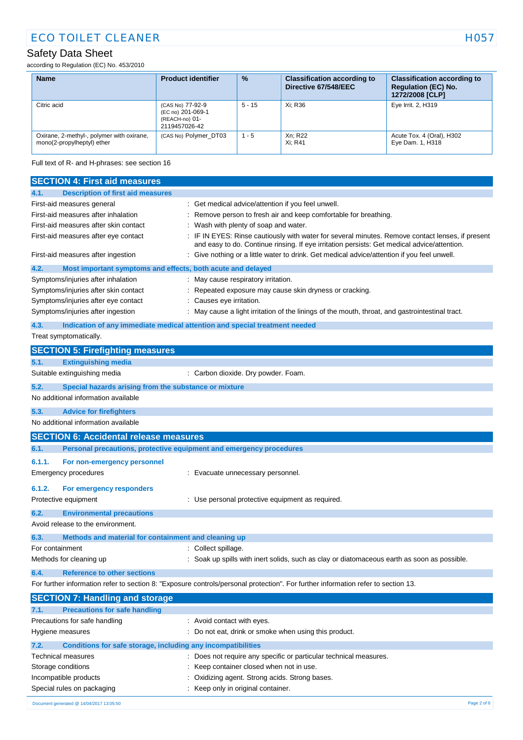| Name | Product identifier | % | Classification according to Directive 67/548/EEC | Classification according to Regulation (EC) No. 1272/2008 [CLP] |
|---|---|---|---|---|
| Citric acid | (CAS No) 77-92-9<br>(EC no) 201-069-1<br>(REACH-no) 01-2119457026-42 | 5 - 15 | Xi; R36 | Eye Irrit. 2, H319 |
| Oxirane, 2-methyl-, polymer with oxirane, mono(2-propylheptyl) ether | (CAS No) Polymer_DT03 | 1 - 5 | Xn; R22<br>Xi; R41 | Acute Tox. 4 (Oral), H302<br>Eye Dam. 1, H318 |

Full text of R- and H-phrases: see section 16

## SECTION 4: First aid measures

### 4.1. Description of first aid measures

First-aid measures general : Get medical advice/attention if you feel unwell.

First-aid measures after inhalation : Remove person to fresh air and keep comfortable for breathing.

First-aid measures after skin contact : Wash with plenty of soap and water.

First-aid measures after eye contact : IF IN EYES: Rinse cautiously with water for several minutes. Remove contact lenses, if present and easy to do. Continue rinsing. If eye irritation persists: Get medical advice/attention.

First-aid measures after ingestion : Give nothing or a little water to drink. Get medical advice/attention if you feel unwell.

### 4.2. Most important symptoms and effects, both acute and delayed

Symptoms/injuries after inhalation : May cause respiratory irritation.

Symptoms/injuries after skin contact : Repeated exposure may cause skin dryness or cracking.

Symptoms/injuries after eye contact : Causes eye irritation.

Symptoms/injuries after ingestion : May cause a light irritation of the linings of the mouth, throat, and gastrointestinal tract.

### 4.3. Indication of any immediate medical attention and special treatment needed

Treat symptomatically.

## SECTION 5: Firefighting measures

### 5.1. Extinguishing media

Suitable extinguishing media : Carbon dioxide. Dry powder. Foam.

### 5.2. Special hazards arising from the substance or mixture

No additional information available

### 5.3. Advice for firefighters

No additional information available

## SECTION 6: Accidental release measures

### 6.1. Personal precautions, protective equipment and emergency procedures

#### 6.1.1. For non-emergency personnel

Emergency procedures : Evacuate unnecessary personnel.

#### 6.1.2. For emergency responders

Protective equipment : Use personal protective equipment as required.

### 6.2. Environmental precautions

Avoid release to the environment.

### 6.3. Methods and material for containment and cleaning up

For containment : Collect spillage.

Methods for cleaning up : Soak up spills with inert solids, such as clay or diatomaceous earth as soon as possible.

### 6.4. Reference to other sections

For further information refer to section 8: "Exposure controls/personal protection". For further information refer to section 13.

## SECTION 7: Handling and storage

### 7.1. Precautions for safe handling

Precautions for safe handling : Avoid contact with eyes.

Hygiene measures : Do not eat, drink or smoke when using this product.

### 7.2. Conditions for safe storage, including any incompatibilities

Technical measures : Does not require any specific or particular technical measures.

Storage conditions : Keep container closed when not in use.

Incompatible products : Oxidizing agent. Strong acids. Strong bases.

Special rules on packaging : Keep only in original container.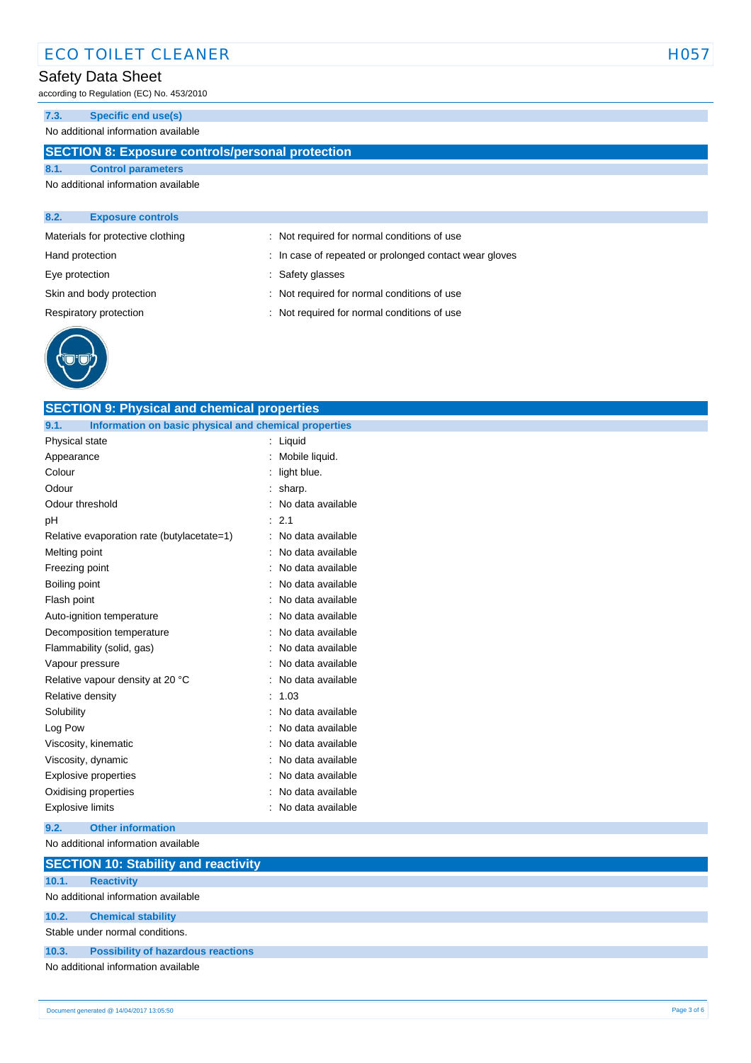### 7.3. Specific end use(s)

No additional information available

## SECTION 8: Exposure controls/personal protection

### 8.1. Control parameters

No additional information available

### 8.2. Exposure controls

| | |
|---|---|
| Materials for protective clothing | : Not required for normal conditions of use |
| Hand protection | : In case of repeated or prolonged contact wear gloves |
| Eye protection | : Safety glasses |
| Skin and body protection | : Not required for normal conditions of use |
| Respiratory protection | : Not required for normal conditions of use |

## SECTION 9: Physical and chemical properties

### 9.1. Information on basic physical and chemical properties

| | |
|---|---|
| Physical state | : Liquid |
| Appearance | : Mobile liquid. |
| Colour | : light blue. |
| Odour | : sharp. |
| Odour threshold | : No data available |
| pH | : 2.1 |
| Relative evaporation rate (butylacetate=1) | : No data available |
| Melting point | : No data available |
| Freezing point | : No data available |
| Boiling point | : No data available |
| Flash point | : No data available |
| Auto-ignition temperature | : No data available |
| Decomposition temperature | : No data available |
| Flammability (solid, gas) | : No data available |
| Vapour pressure | : No data available |
| Relative vapour density at 20 °C | : No data available |
| Relative density | : 1.03 |
| Solubility | : No data available |
| Log Pow | : No data available |
| Viscosity, kinematic | : No data available |
| Viscosity, dynamic | : No data available |
| Explosive properties | : No data available |
| Oxidising properties | : No data available |
| Explosive limits | : No data available |

### 9.2. Other information

No additional information available

## SECTION 10: Stability and reactivity

### 10.1. Reactivity

No additional information available

### 10.2. Chemical stability

Stable under normal conditions.

### 10.3. Possibility of hazardous reactions

No additional information available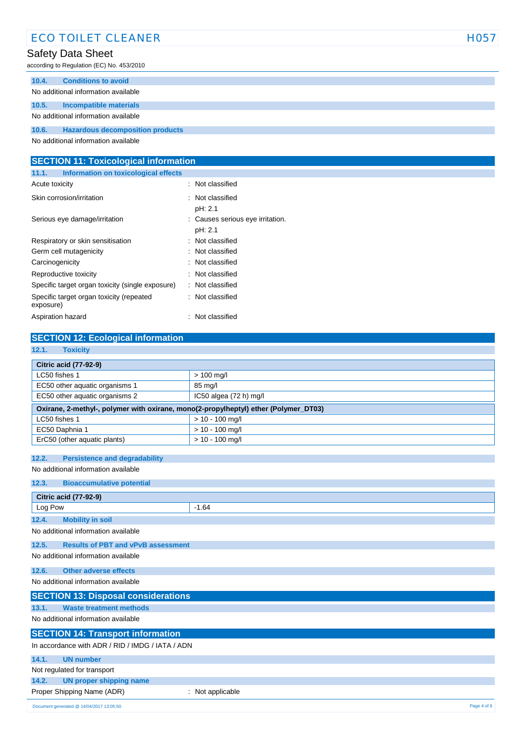### 10.4. Conditions to avoid

No additional information available

### 10.5. Incompatible materials

No additional information available

### 10.6. Hazardous decomposition products

No additional information available

## SECTION 11: Toxicological information

### 11.1. Information on toxicological effects

| | |
|---|---|
| Acute toxicity | : Not classified |
| Skin corrosion/irritation | : Not classified<br>pH: 2.1 |
| Serious eye damage/irritation | : Causes serious eye irritation.<br>pH: 2.1 |
| Respiratory or skin sensitisation | : Not classified |
| Germ cell mutagenicity | : Not classified |
| Carcinogenicity | : Not classified |
| Reproductive toxicity | : Not classified |
| Specific target organ toxicity (single exposure) | : Not classified |
| Specific target organ toxicity (repeated exposure) | : Not classified |
| Aspiration hazard | : Not classified |

## SECTION 12: Ecological information

### 12.1. Toxicity

| **Citric acid (77-92-9)** | |
|---|---|
| LC50 fishes 1 | > 100 mg/l |
| EC50 other aquatic organisms 1 | 85 mg/l |
| EC50 other aquatic organisms 2 | IC50 algea (72 h) mg/l |

| **Oxirane, 2-methyl-, polymer with oxirane, mono(2-propylheptyl) ether (Polymer_DT03)** | |
|---|---|
| LC50 fishes 1 | > 10 - 100 mg/l |
| EC50 Daphnia 1 | > 10 - 100 mg/l |
| ErC50 (other aquatic plants) | > 10 - 100 mg/l |

### 12.2. Persistence and degradability

No additional information available

### 12.3. Bioaccumulative potential

| **Citric acid (77-92-9)** | |
|---|---|
| Log Pow | -1.64 |

### 12.4. Mobility in soil

No additional information available

### 12.5. Results of PBT and vPvB assessment

No additional information available

### 12.6. Other adverse effects

No additional information available

## SECTION 13: Disposal considerations

### 13.1. Waste treatment methods

No additional information available

## SECTION 14: Transport information

In accordance with ADR / RID / IMDG / IATA / ADN

### 14.1. UN number

Not regulated for transport

### 14.2. UN proper shipping name

Proper Shipping Name (ADR) : Not applicable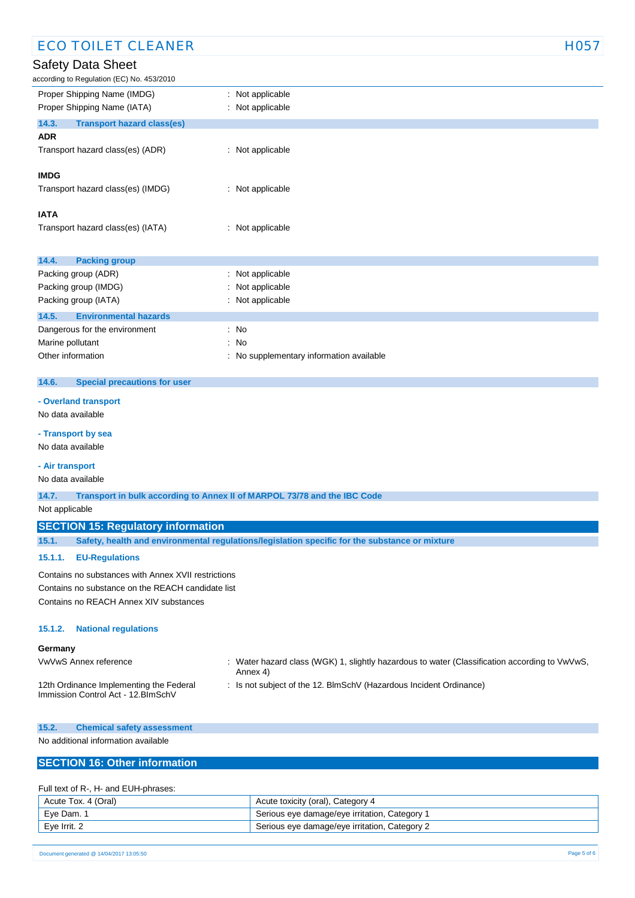| | |
|---|---|
| Proper Shipping Name (IMDG) | : Not applicable |
| Proper Shipping Name (IATA) | : Not applicable |

### 14.3. Transport hazard class(es)

**ADR**

Transport hazard class(es) (ADR) : Not applicable

**IMDG**

Transport hazard class(es) (IMDG) : Not applicable

**IATA**

Transport hazard class(es) (IATA) : Not applicable

### 14.4. Packing group

| | |
|---|---|
| Packing group (ADR) | : Not applicable |
| Packing group (IMDG) | : Not applicable |
| Packing group (IATA) | : Not applicable |

### 14.5. Environmental hazards

| | |
|---|---|
| Dangerous for the environment | : No |
| Marine pollutant | : No |
| Other information | : No supplementary information available |

### 14.6. Special precautions for user

**- Overland transport**

No data available

**- Transport by sea**

No data available

**- Air transport**

No data available

### 14.7. Transport in bulk according to Annex II of MARPOL 73/78 and the IBC Code

Not applicable

## SECTION 15: Regulatory information

### 15.1. Safety, health and environmental regulations/legislation specific for the substance or mixture

#### 15.1.1. EU-Regulations

Contains no substances with Annex XVII restrictions
Contains no substance on the REACH candidate list
Contains no REACH Annex XIV substances

#### 15.1.2. National regulations

**Germany**

| | |
|---|---|
| VwVwS Annex reference | : Water hazard class (WGK) 1, slightly hazardous to water (Classification according to VwVwS, Annex 4) |
| 12th Ordinance Implementing the Federal Immission Control Act - 12.BImSchV | : Is not subject of the 12. BlmSchV (Hazardous Incident Ordinance) |

### 15.2. Chemical safety assessment

No additional information available

## SECTION 16: Other information

Full text of R-, H- and EUH-phrases:

| | |
|---|---|
| Acute Tox. 4 (Oral) | Acute toxicity (oral), Category 4 |
| Eye Dam. 1 | Serious eye damage/eye irritation, Category 1 |
| Eye Irrit. 2 | Serious eye damage/eye irritation, Category 2 |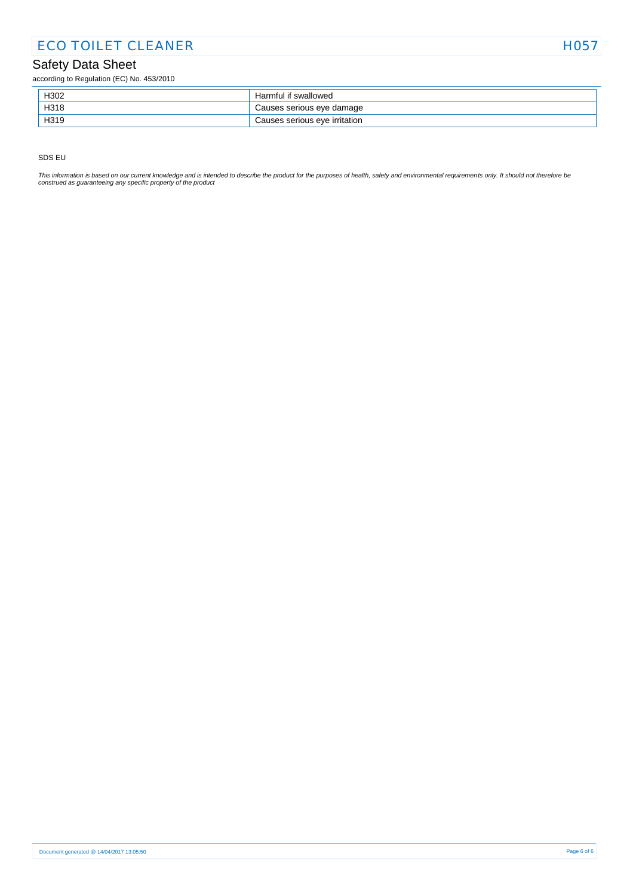| | |
|---|---|
| H302 | Harmful if swallowed |
| H318 | Causes serious eye damage |
| H319 | Causes serious eye irritation |

SDS EU

*This information is based on our current knowledge and is intended to describe the product for the purposes of health, safety and environmental requirements only. It should not therefore be construed as guaranteeing any specific property of the product*